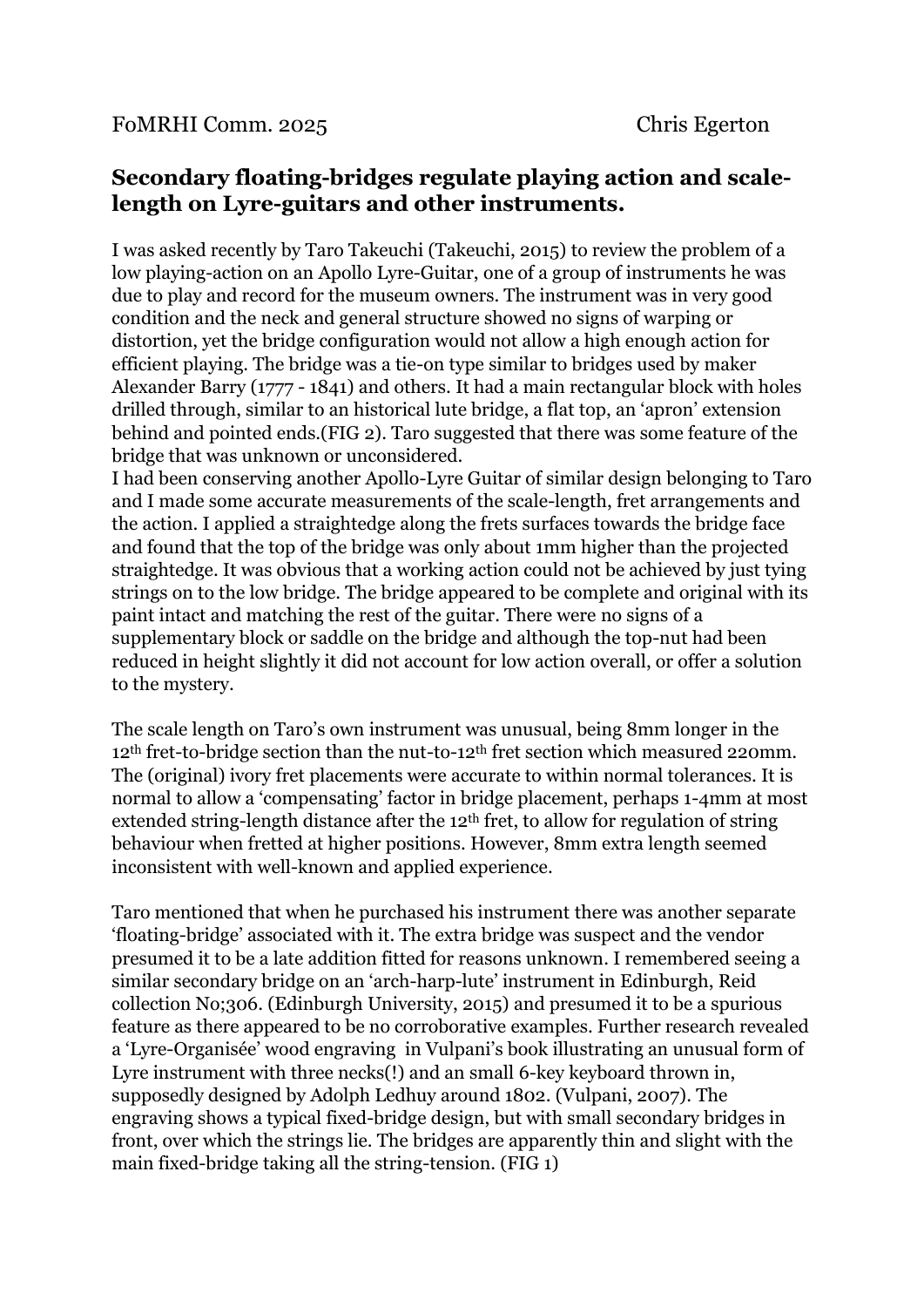FoMRHI Comm. 2025 Chris Egerton

## Secondary floating-bridges regulate playing action and scale-length on Lyre-guitars and other instruments.

I was asked recently by Taro Takeuchi (Takeuchi, 2015) to review the problem of a low playing-action on an Apollo Lyre-Guitar, one of a group of instruments he was due to play and record for the museum owners. The instrument was in very good condition and the neck and general structure showed no signs of warping or distortion, yet the bridge configuration would not allow a high enough action for efficient playing. The bridge was a tie-on type similar to bridges used by maker Alexander Barry (1777 - 1841) and others. It had a main rectangular block with holes drilled through, similar to an historical lute bridge, a flat top, an 'apron' extension behind and pointed ends.(FIG 2). Taro suggested that there was some feature of the bridge that was unknown or unconsidered.
I had been conserving another Apollo-Lyre Guitar of similar design belonging to Taro and I made some accurate measurements of the scale-length, fret arrangements and the action. I applied a straightedge along the frets surfaces towards the bridge face and found that the top of the bridge was only about 1mm higher than the projected straightedge. It was obvious that a working action could not be achieved by just tying strings on to the low bridge. The bridge appeared to be complete and original with its paint intact and matching the rest of the guitar. There were no signs of a supplementary block or saddle on the bridge and although the top-nut had been reduced in height slightly it did not account for low action overall, or offer a solution to the mystery.

The scale length on Taro's own instrument was unusual, being 8mm longer in the 12th fret-to-bridge section than the nut-to-12th fret section which measured 220mm. The (original) ivory fret placements were accurate to within normal tolerances. It is normal to allow a 'compensating' factor in bridge placement, perhaps 1-4mm at most extended string-length distance after the 12th fret, to allow for regulation of string behaviour when fretted at higher positions. However, 8mm extra length seemed inconsistent with well-known and applied experience.

Taro mentioned that when he purchased his instrument there was another separate 'floating-bridge' associated with it. The extra bridge was suspect and the vendor presumed it to be a late addition fitted for reasons unknown. I remembered seeing a similar secondary bridge on an 'arch-harp-lute' instrument in Edinburgh, Reid collection No;306. (Edinburgh University, 2015) and presumed it to be a spurious feature as there appeared to be no corroborative examples. Further research revealed a 'Lyre-Organisée' wood engraving in Vulpani's book illustrating an unusual form of Lyre instrument with three necks(!) and an small 6-key keyboard thrown in, supposedly designed by Adolph Ledhuy around 1802. (Vulpani, 2007). The engraving shows a typical fixed-bridge design, but with small secondary bridges in front, over which the strings lie. The bridges are apparently thin and slight with the main fixed-bridge taking all the string-tension. (FIG 1)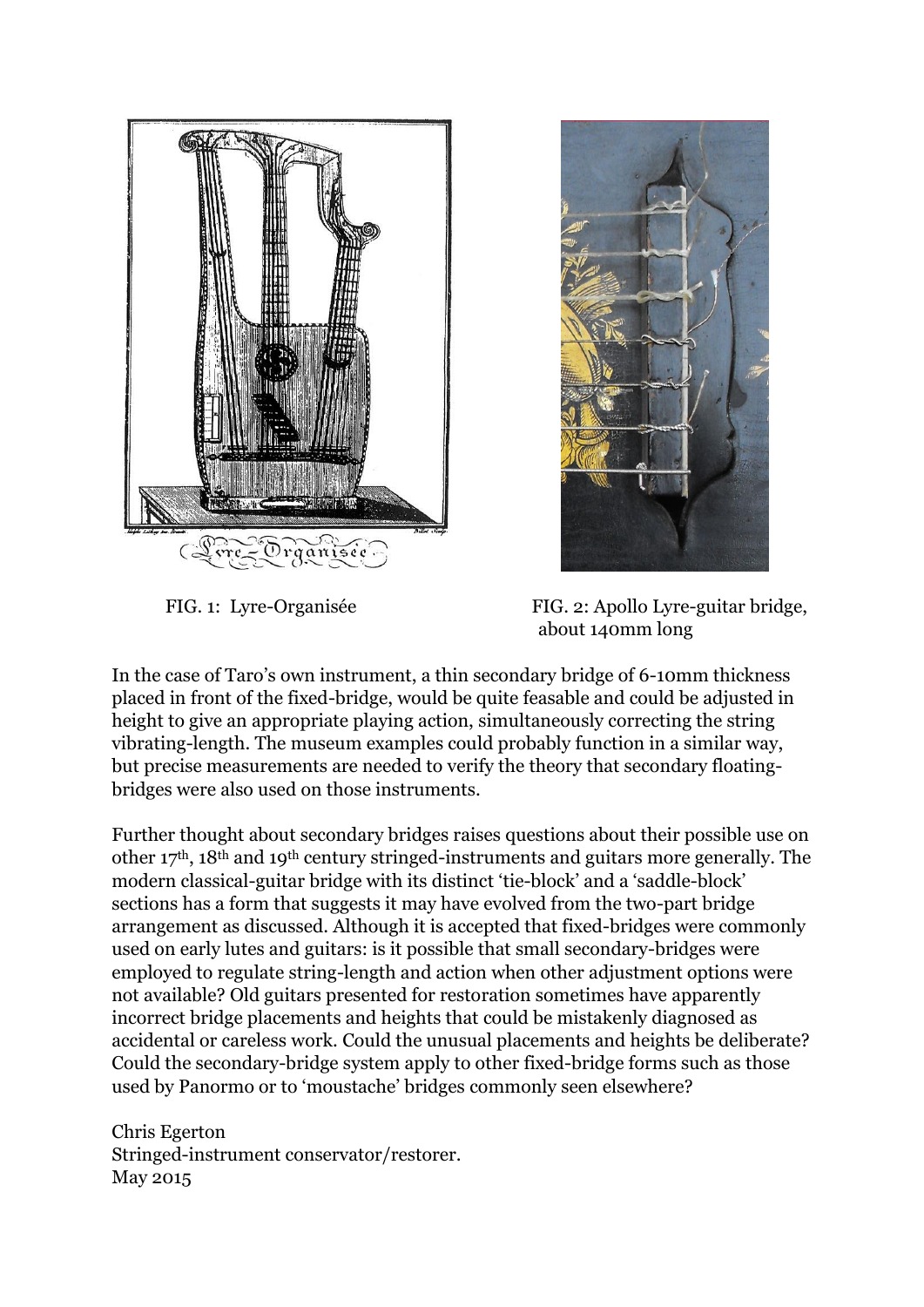FIG. 1: Lyre-Organisée

FIG. 2: Apollo Lyre-guitar bridge, about 140mm long

In the case of Taro's own instrument, a thin secondary bridge of 6-10mm thickness placed in front of the fixed-bridge, would be quite feasable and could be adjusted in height to give an appropriate playing action, simultaneously correcting the string vibrating-length. The museum examples could probably function in a similar way, but precise measurements are needed to verify the theory that secondary floating-bridges were also used on those instruments.

Further thought about secondary bridges raises questions about their possible use on other 17th, 18th and 19th century stringed-instruments and guitars more generally. The modern classical-guitar bridge with its distinct 'tie-block' and a 'saddle-block' sections has a form that suggests it may have evolved from the two-part bridge arrangement as discussed. Although it is accepted that fixed-bridges were commonly used on early lutes and guitars: is it possible that small secondary-bridges were employed to regulate string-length and action when other adjustment options were not available? Old guitars presented for restoration sometimes have apparently incorrect bridge placements and heights that could be mistakenly diagnosed as accidental or careless work. Could the unusual placements and heights be deliberate? Could the secondary-bridge system apply to other fixed-bridge forms such as those used by Panormo or to 'moustache' bridges commonly seen elsewhere?

Chris Egerton
Stringed-instrument conservator/restorer.
May 2015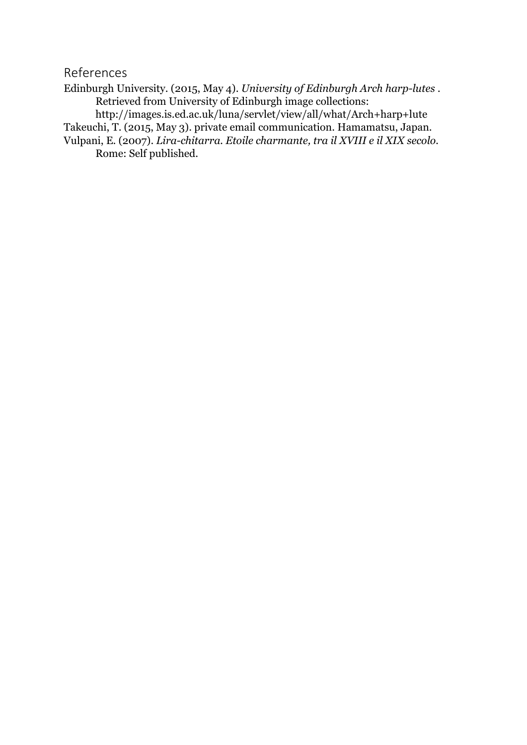## References

Edinburgh University. (2015, May 4). *University of Edinburgh Arch harp-lutes* . Retrieved from University of Edinburgh image collections: http://images.is.ed.ac.uk/luna/servlet/view/all/what/Arch+harp+lute

Takeuchi, T. (2015, May 3). private email communication. Hamamatsu, Japan.

Vulpani, E. (2007). *Lira-chitarra. Etoile charmante, tra il XVIII e il XIX secolo.* Rome: Self published.